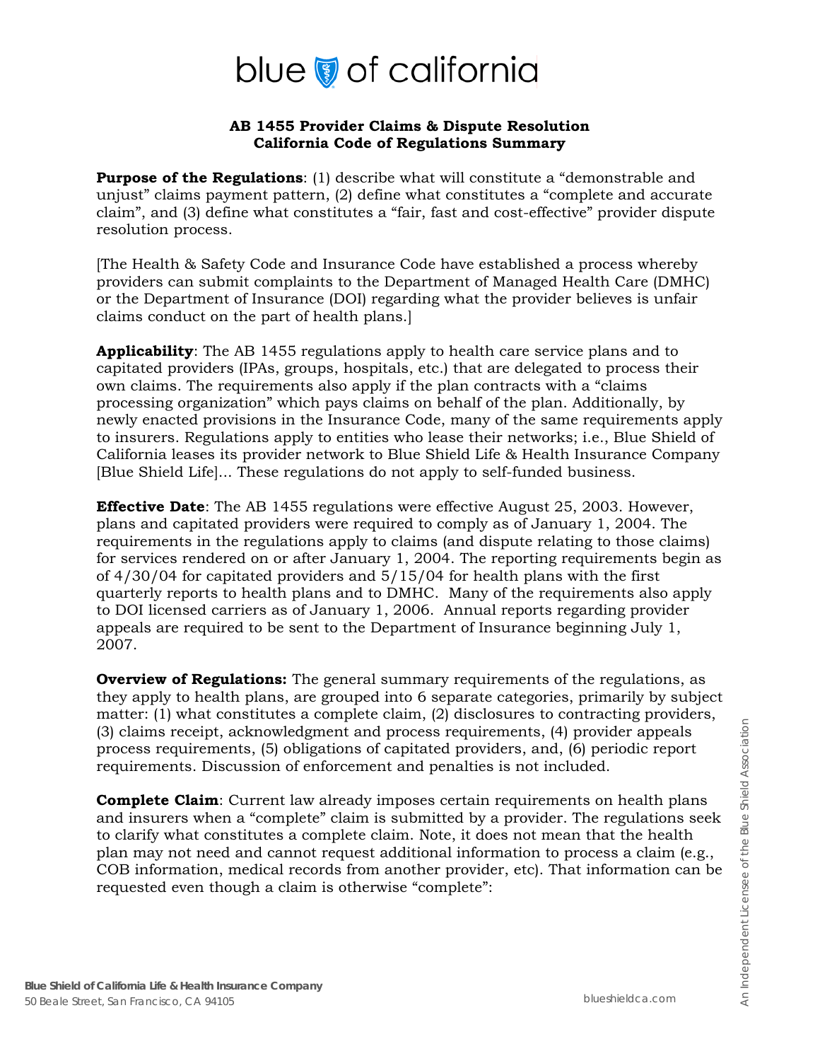# blue of california

**AB 1455 Provider Claims & Dispute Resolution**
**California Code of Regulations Summary**

**Purpose of the Regulations**: (1) describe what will constitute a "demonstrable and unjust" claims payment pattern, (2) define what constitutes a "complete and accurate claim", and (3) define what constitutes a "fair, fast and cost-effective" provider dispute resolution process.

[The Health & Safety Code and Insurance Code have established a process whereby providers can submit complaints to the Department of Managed Health Care (DMHC) or the Department of Insurance (DOI) regarding what the provider believes is unfair claims conduct on the part of health plans.]

**Applicability**: The AB 1455 regulations apply to health care service plans and to capitated providers (IPAs, groups, hospitals, etc.) that are delegated to process their own claims. The requirements also apply if the plan contracts with a "claims processing organization" which pays claims on behalf of the plan. Additionally, by newly enacted provisions in the Insurance Code, many of the same requirements apply to insurers. Regulations apply to entities who lease their networks; i.e., Blue Shield of California leases its provider network to Blue Shield Life & Health Insurance Company [Blue Shield Life]... These regulations do not apply to self-funded business.

**Effective Date**: The AB 1455 regulations were effective August 25, 2003. However, plans and capitated providers were required to comply as of January 1, 2004. The requirements in the regulations apply to claims (and dispute relating to those claims) for services rendered on or after January 1, 2004. The reporting requirements begin as of 4/30/04 for capitated providers and 5/15/04 for health plans with the first quarterly reports to health plans and to DMHC. Many of the requirements also apply to DOI licensed carriers as of January 1, 2006. Annual reports regarding provider appeals are required to be sent to the Department of Insurance beginning July 1, 2007.

**Overview of Regulations:** The general summary requirements of the regulations, as they apply to health plans, are grouped into 6 separate categories, primarily by subject matter: (1) what constitutes a complete claim, (2) disclosures to contracting providers, (3) claims receipt, acknowledgment and process requirements, (4) provider appeals process requirements, (5) obligations of capitated providers, and, (6) periodic report requirements. Discussion of enforcement and penalties is not included.

**Complete Claim**: Current law already imposes certain requirements on health plans and insurers when a "complete" claim is submitted by a provider. The regulations seek to clarify what constitutes a complete claim. Note, it does not mean that the health plan may not need and cannot request additional information to process a claim (e.g., COB information, medical records from another provider, etc). That information can be requested even though a claim is otherwise "complete":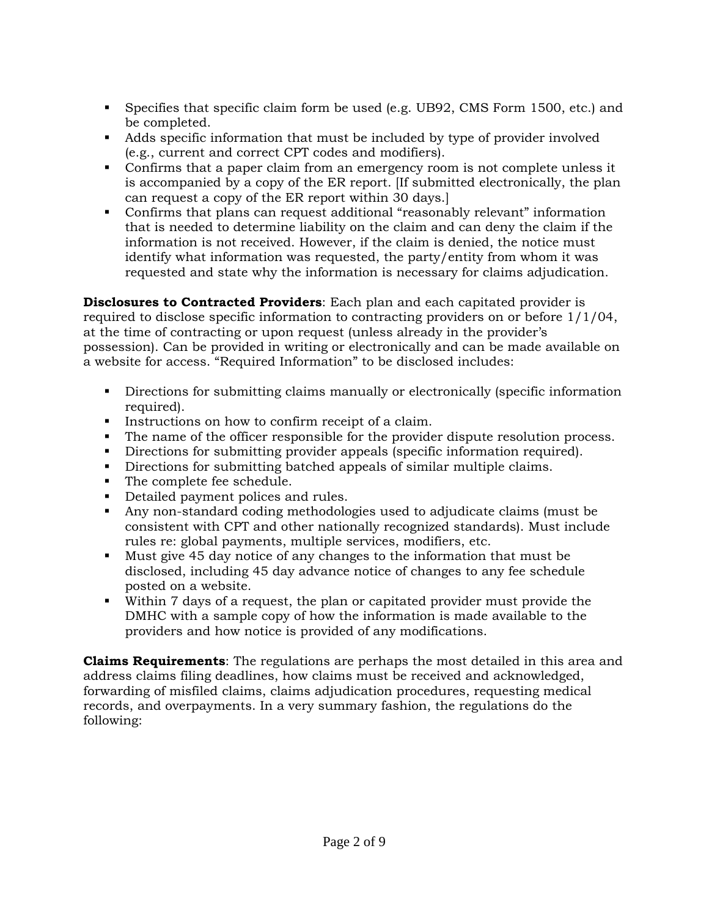- Specifies that specific claim form be used (e.g. UB92, CMS Form 1500, etc.) and be completed.
- Adds specific information that must be included by type of provider involved (e.g., current and correct CPT codes and modifiers).
- Confirms that a paper claim from an emergency room is not complete unless it is accompanied by a copy of the ER report. [If submitted electronically, the plan can request a copy of the ER report within 30 days.]
- Confirms that plans can request additional "reasonably relevant" information that is needed to determine liability on the claim and can deny the claim if the information is not received. However, if the claim is denied, the notice must identify what information was requested, the party/entity from whom it was requested and state why the information is necessary for claims adjudication.

**Disclosures to Contracted Providers**: Each plan and each capitated provider is required to disclose specific information to contracting providers on or before 1/1/04, at the time of contracting or upon request (unless already in the provider's possession). Can be provided in writing or electronically and can be made available on a website for access. "Required Information" to be disclosed includes:

- Directions for submitting claims manually or electronically (specific information required).
- Instructions on how to confirm receipt of a claim.
- The name of the officer responsible for the provider dispute resolution process.
- Directions for submitting provider appeals (specific information required).
- Directions for submitting batched appeals of similar multiple claims.
- The complete fee schedule.
- Detailed payment polices and rules.
- Any non-standard coding methodologies used to adjudicate claims (must be consistent with CPT and other nationally recognized standards). Must include rules re: global payments, multiple services, modifiers, etc.
- Must give 45 day notice of any changes to the information that must be disclosed, including 45 day advance notice of changes to any fee schedule posted on a website.
- Within 7 days of a request, the plan or capitated provider must provide the DMHC with a sample copy of how the information is made available to the providers and how notice is provided of any modifications.

**Claims Requirements**: The regulations are perhaps the most detailed in this area and address claims filing deadlines, how claims must be received and acknowledged, forwarding of misfiled claims, claims adjudication procedures, requesting medical records, and overpayments. In a very summary fashion, the regulations do the following: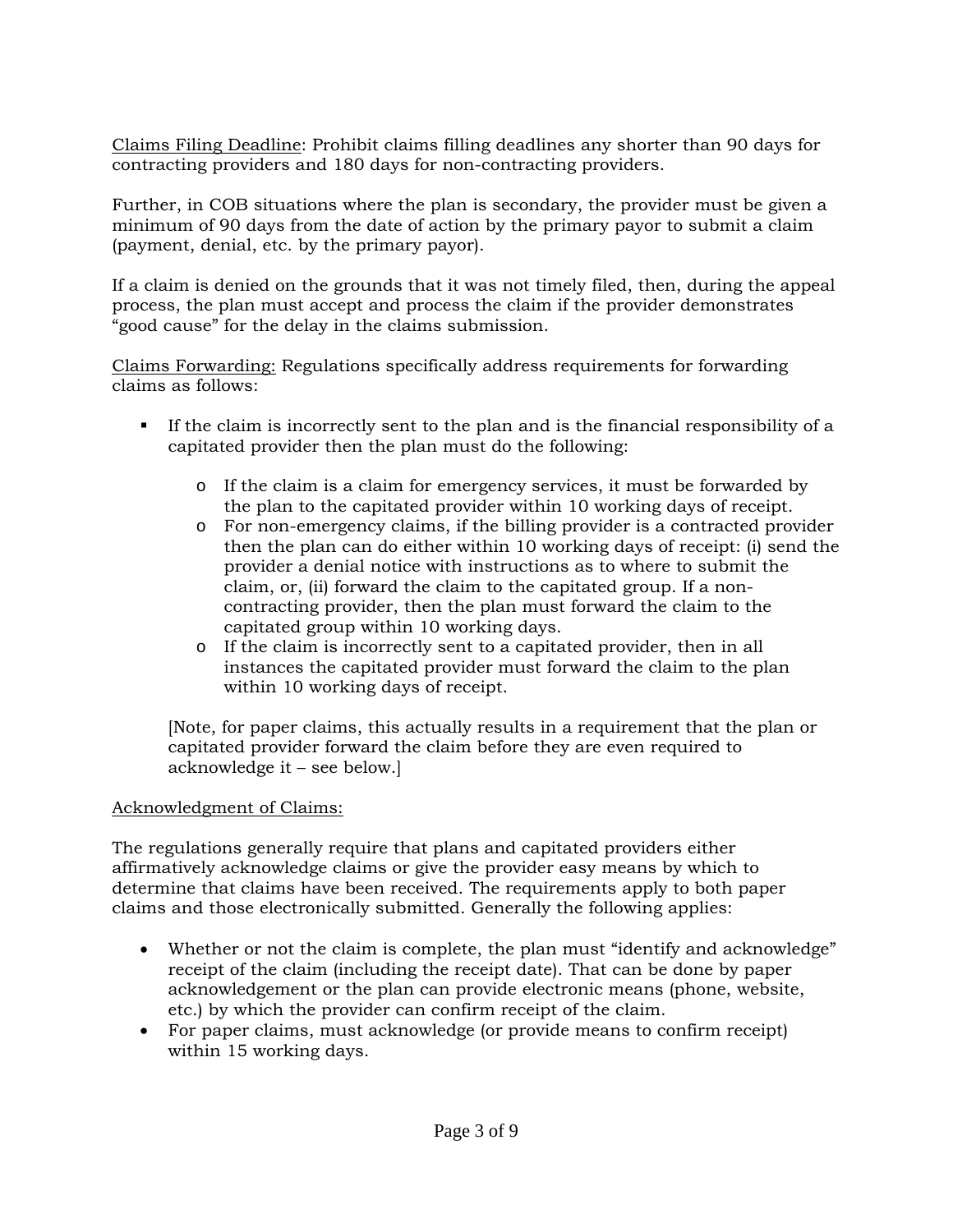<u>Claims Filing Deadline</u>: Prohibit claims filling deadlines any shorter than 90 days for contracting providers and 180 days for non-contracting providers.

Further, in COB situations where the plan is secondary, the provider must be given a minimum of 90 days from the date of action by the primary payor to submit a claim (payment, denial, etc. by the primary payor).

If a claim is denied on the grounds that it was not timely filed, then, during the appeal process, the plan must accept and process the claim if the provider demonstrates "good cause" for the delay in the claims submission.

<u>Claims Forwarding:</u> Regulations specifically address requirements for forwarding claims as follows:

- If the claim is incorrectly sent to the plan and is the financial responsibility of a capitated provider then the plan must do the following:
  - If the claim is a claim for emergency services, it must be forwarded by the plan to the capitated provider within 10 working days of receipt.
  - For non-emergency claims, if the billing provider is a contracted provider then the plan can do either within 10 working days of receipt: (i) send the provider a denial notice with instructions as to where to submit the claim, or, (ii) forward the claim to the capitated group. If a non-contracting provider, then the plan must forward the claim to the capitated group within 10 working days.
  - If the claim is incorrectly sent to a capitated provider, then in all instances the capitated provider must forward the claim to the plan within 10 working days of receipt.

  [Note, for paper claims, this actually results in a requirement that the plan or capitated provider forward the claim before they are even required to acknowledge it – see below.]

<u>Acknowledgment of Claims:</u>

The regulations generally require that plans and capitated providers either affirmatively acknowledge claims or give the provider easy means by which to determine that claims have been received. The requirements apply to both paper claims and those electronically submitted. Generally the following applies:

- Whether or not the claim is complete, the plan must "identify and acknowledge" receipt of the claim (including the receipt date). That can be done by paper acknowledgement or the plan can provide electronic means (phone, website, etc.) by which the provider can confirm receipt of the claim.
- For paper claims, must acknowledge (or provide means to confirm receipt) within 15 working days.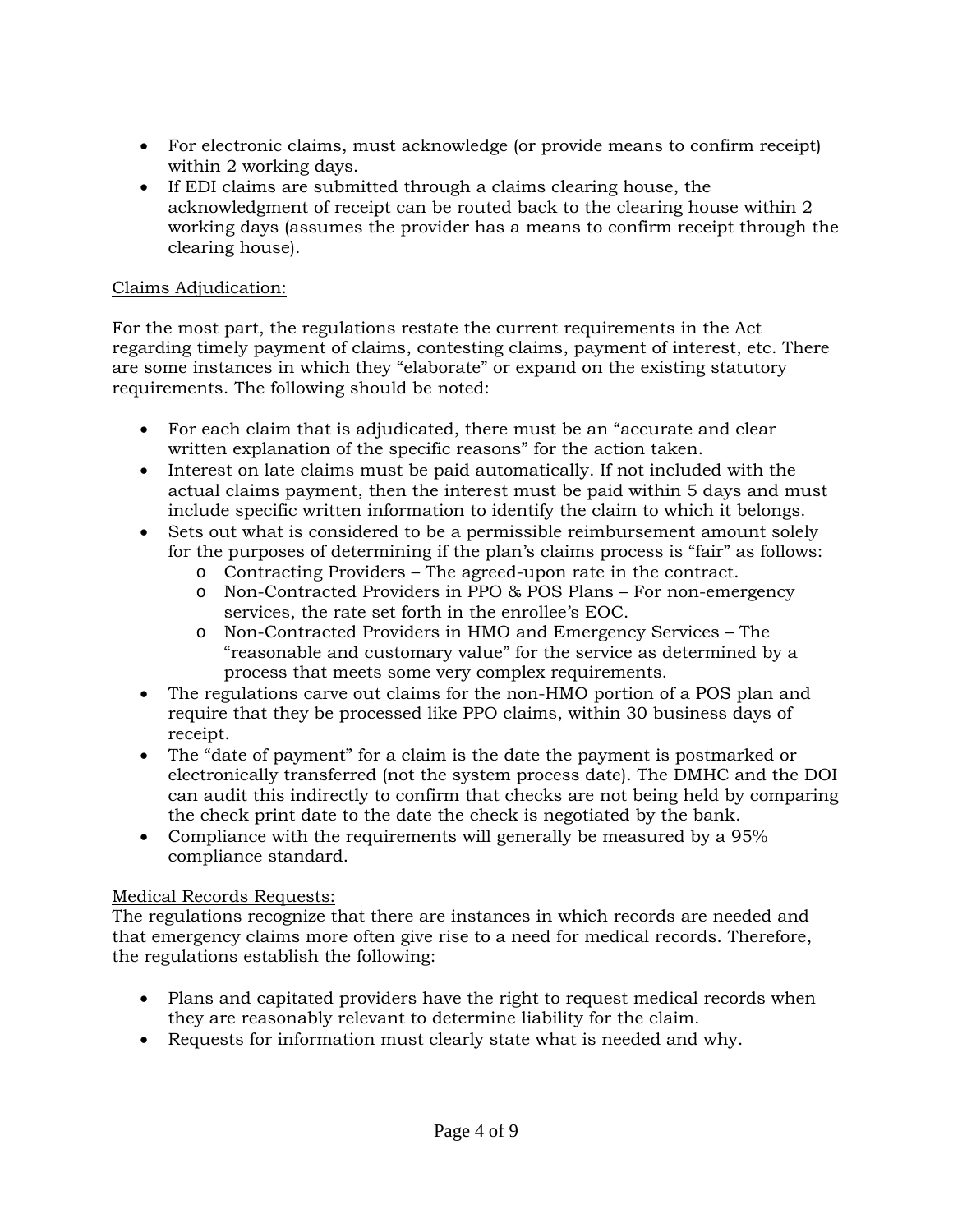- For electronic claims, must acknowledge (or provide means to confirm receipt) within 2 working days.
- If EDI claims are submitted through a claims clearing house, the acknowledgment of receipt can be routed back to the clearing house within 2 working days (assumes the provider has a means to confirm receipt through the clearing house).

<u>Claims Adjudication:</u>

For the most part, the regulations restate the current requirements in the Act regarding timely payment of claims, contesting claims, payment of interest, etc. There are some instances in which they "elaborate" or expand on the existing statutory requirements. The following should be noted:

- For each claim that is adjudicated, there must be an "accurate and clear written explanation of the specific reasons" for the action taken.
- Interest on late claims must be paid automatically. If not included with the actual claims payment, then the interest must be paid within 5 days and must include specific written information to identify the claim to which it belongs.
- Sets out what is considered to be a permissible reimbursement amount solely for the purposes of determining if the plan's claims process is "fair" as follows:
  - Contracting Providers – The agreed-upon rate in the contract.
  - Non-Contracted Providers in PPO & POS Plans – For non-emergency services, the rate set forth in the enrollee's EOC.
  - Non-Contracted Providers in HMO and Emergency Services – The "reasonable and customary value" for the service as determined by a process that meets some very complex requirements.
- The regulations carve out claims for the non-HMO portion of a POS plan and require that they be processed like PPO claims, within 30 business days of receipt.
- The "date of payment" for a claim is the date the payment is postmarked or electronically transferred (not the system process date). The DMHC and the DOI can audit this indirectly to confirm that checks are not being held by comparing the check print date to the date the check is negotiated by the bank.
- Compliance with the requirements will generally be measured by a 95% compliance standard.

<u>Medical Records Requests:</u>

The regulations recognize that there are instances in which records are needed and that emergency claims more often give rise to a need for medical records. Therefore, the regulations establish the following:

- Plans and capitated providers have the right to request medical records when they are reasonably relevant to determine liability for the claim.
- Requests for information must clearly state what is needed and why.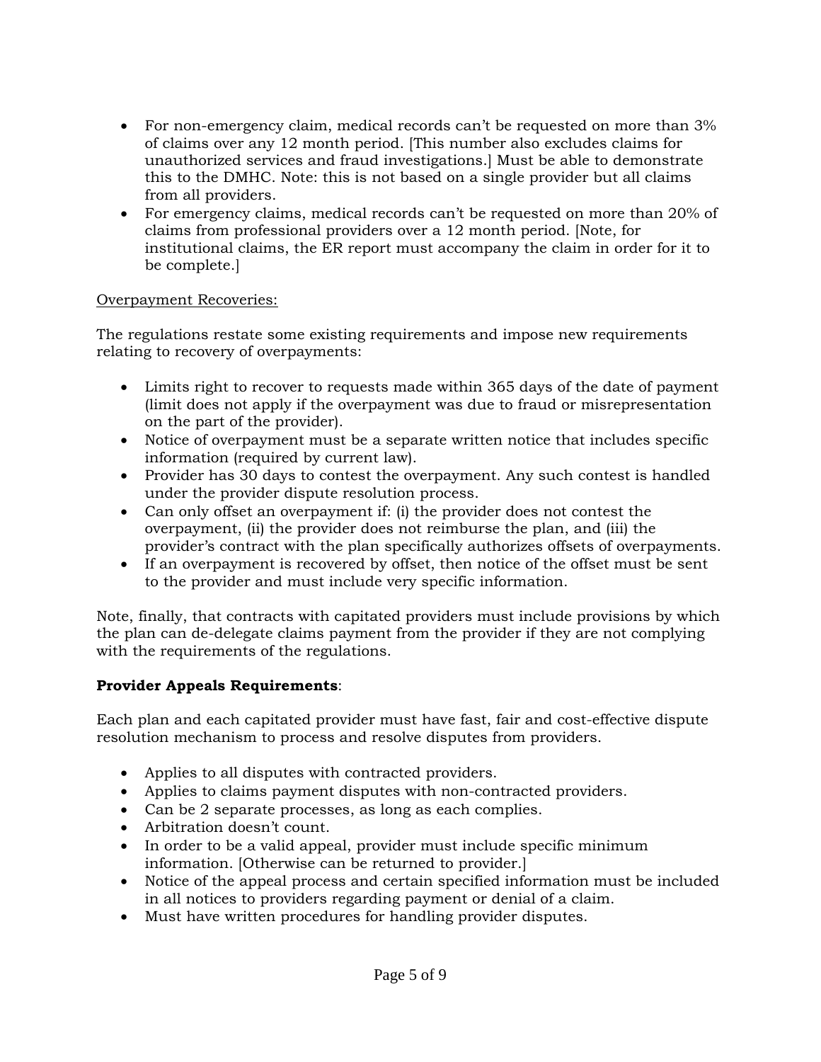- For non-emergency claim, medical records can't be requested on more than 3% of claims over any 12 month period. [This number also excludes claims for unauthorized services and fraud investigations.] Must be able to demonstrate this to the DMHC. Note: this is not based on a single provider but all claims from all providers.
- For emergency claims, medical records can't be requested on more than 20% of claims from professional providers over a 12 month period. [Note, for institutional claims, the ER report must accompany the claim in order for it to be complete.]

Overpayment Recoveries:

The regulations restate some existing requirements and impose new requirements relating to recovery of overpayments:

- Limits right to recover to requests made within 365 days of the date of payment (limit does not apply if the overpayment was due to fraud or misrepresentation on the part of the provider).
- Notice of overpayment must be a separate written notice that includes specific information (required by current law).
- Provider has 30 days to contest the overpayment. Any such contest is handled under the provider dispute resolution process.
- Can only offset an overpayment if: (i) the provider does not contest the overpayment, (ii) the provider does not reimburse the plan, and (iii) the provider's contract with the plan specifically authorizes offsets of overpayments.
- If an overpayment is recovered by offset, then notice of the offset must be sent to the provider and must include very specific information.

Note, finally, that contracts with capitated providers must include provisions by which the plan can de-delegate claims payment from the provider if they are not complying with the requirements of the regulations.

**Provider Appeals Requirements**:

Each plan and each capitated provider must have fast, fair and cost-effective dispute resolution mechanism to process and resolve disputes from providers.

- Applies to all disputes with contracted providers.
- Applies to claims payment disputes with non-contracted providers.
- Can be 2 separate processes, as long as each complies.
- Arbitration doesn't count.
- In order to be a valid appeal, provider must include specific minimum information. [Otherwise can be returned to provider.]
- Notice of the appeal process and certain specified information must be included in all notices to providers regarding payment or denial of a claim.
- Must have written procedures for handling provider disputes.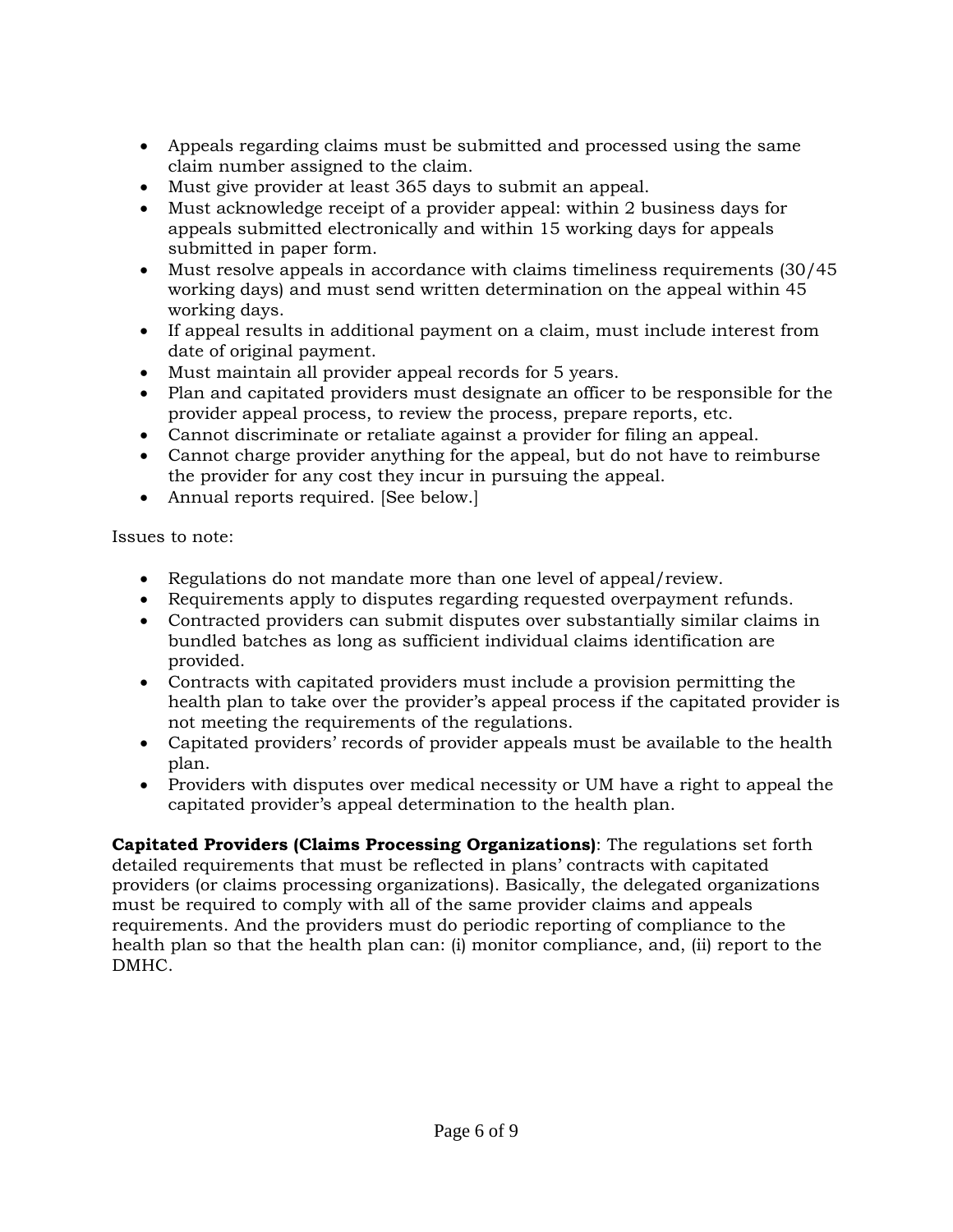- Appeals regarding claims must be submitted and processed using the same claim number assigned to the claim.
- Must give provider at least 365 days to submit an appeal.
- Must acknowledge receipt of a provider appeal: within 2 business days for appeals submitted electronically and within 15 working days for appeals submitted in paper form.
- Must resolve appeals in accordance with claims timeliness requirements (30/45 working days) and must send written determination on the appeal within 45 working days.
- If appeal results in additional payment on a claim, must include interest from date of original payment.
- Must maintain all provider appeal records for 5 years.
- Plan and capitated providers must designate an officer to be responsible for the provider appeal process, to review the process, prepare reports, etc.
- Cannot discriminate or retaliate against a provider for filing an appeal.
- Cannot charge provider anything for the appeal, but do not have to reimburse the provider for any cost they incur in pursuing the appeal.
- Annual reports required. [See below.]

Issues to note:

- Regulations do not mandate more than one level of appeal/review.
- Requirements apply to disputes regarding requested overpayment refunds.
- Contracted providers can submit disputes over substantially similar claims in bundled batches as long as sufficient individual claims identification are provided.
- Contracts with capitated providers must include a provision permitting the health plan to take over the provider's appeal process if the capitated provider is not meeting the requirements of the regulations.
- Capitated providers' records of provider appeals must be available to the health plan.
- Providers with disputes over medical necessity or UM have a right to appeal the capitated provider's appeal determination to the health plan.

**Capitated Providers (Claims Processing Organizations)**: The regulations set forth detailed requirements that must be reflected in plans' contracts with capitated providers (or claims processing organizations). Basically, the delegated organizations must be required to comply with all of the same provider claims and appeals requirements. And the providers must do periodic reporting of compliance to the health plan so that the health plan can: (i) monitor compliance, and, (ii) report to the DMHC.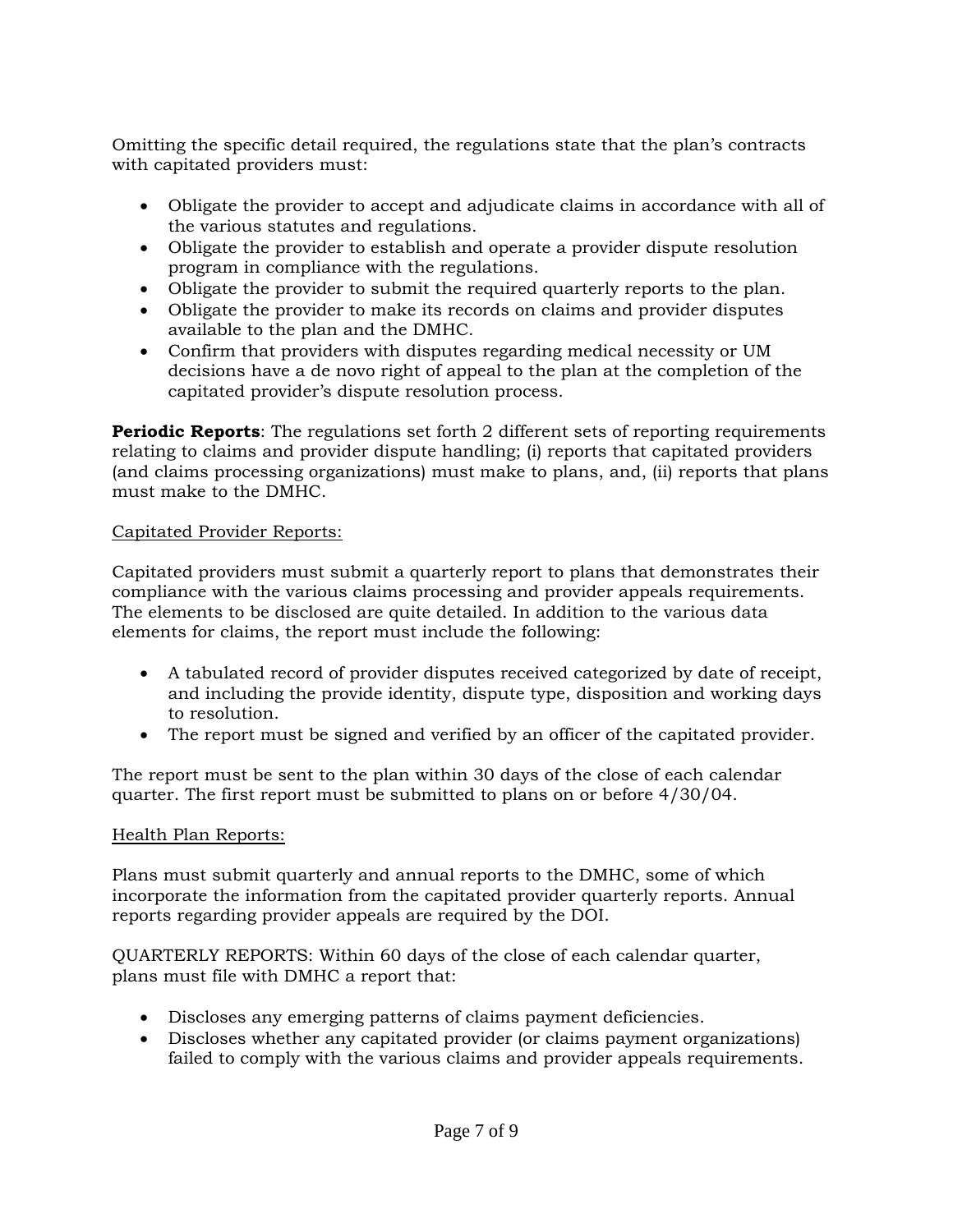Omitting the specific detail required, the regulations state that the plan's contracts with capitated providers must:

- Obligate the provider to accept and adjudicate claims in accordance with all of the various statutes and regulations.
- Obligate the provider to establish and operate a provider dispute resolution program in compliance with the regulations.
- Obligate the provider to submit the required quarterly reports to the plan.
- Obligate the provider to make its records on claims and provider disputes available to the plan and the DMHC.
- Confirm that providers with disputes regarding medical necessity or UM decisions have a de novo right of appeal to the plan at the completion of the capitated provider's dispute resolution process.

**Periodic Reports**: The regulations set forth 2 different sets of reporting requirements relating to claims and provider dispute handling; (i) reports that capitated providers (and claims processing organizations) must make to plans, and, (ii) reports that plans must make to the DMHC.

Capitated Provider Reports:

Capitated providers must submit a quarterly report to plans that demonstrates their compliance with the various claims processing and provider appeals requirements. The elements to be disclosed are quite detailed. In addition to the various data elements for claims, the report must include the following:

- A tabulated record of provider disputes received categorized by date of receipt, and including the provide identity, dispute type, disposition and working days to resolution.
- The report must be signed and verified by an officer of the capitated provider.

The report must be sent to the plan within 30 days of the close of each calendar quarter. The first report must be submitted to plans on or before 4/30/04.

Health Plan Reports:

Plans must submit quarterly and annual reports to the DMHC, some of which incorporate the information from the capitated provider quarterly reports. Annual reports regarding provider appeals are required by the DOI.

QUARTERLY REPORTS: Within 60 days of the close of each calendar quarter, plans must file with DMHC a report that:

- Discloses any emerging patterns of claims payment deficiencies.
- Discloses whether any capitated provider (or claims payment organizations) failed to comply with the various claims and provider appeals requirements.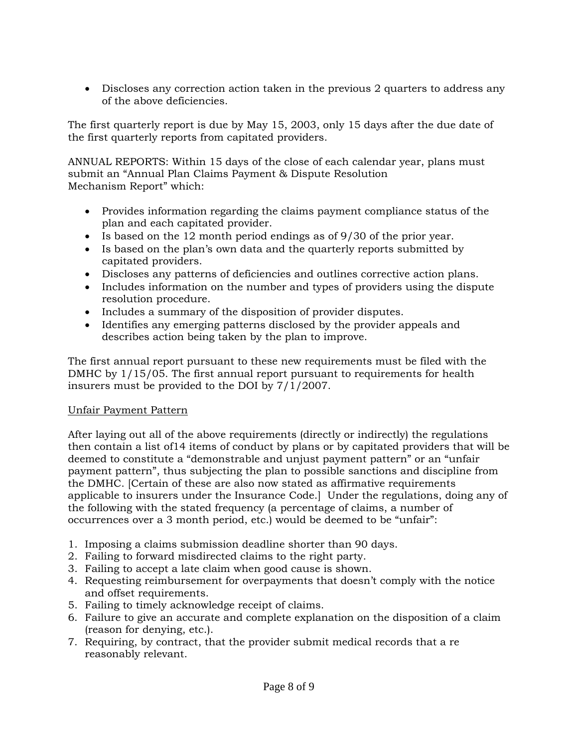- Discloses any correction action taken in the previous 2 quarters to address any of the above deficiencies.

The first quarterly report is due by May 15, 2003, only 15 days after the due date of the first quarterly reports from capitated providers.

ANNUAL REPORTS: Within 15 days of the close of each calendar year, plans must submit an "Annual Plan Claims Payment & Dispute Resolution Mechanism Report" which:

- Provides information regarding the claims payment compliance status of the plan and each capitated provider.
- Is based on the 12 month period endings as of 9/30 of the prior year.
- Is based on the plan's own data and the quarterly reports submitted by capitated providers.
- Discloses any patterns of deficiencies and outlines corrective action plans.
- Includes information on the number and types of providers using the dispute resolution procedure.
- Includes a summary of the disposition of provider disputes.
- Identifies any emerging patterns disclosed by the provider appeals and describes action being taken by the plan to improve.

The first annual report pursuant to these new requirements must be filed with the DMHC by 1/15/05. The first annual report pursuant to requirements for health insurers must be provided to the DOI by 7/1/2007.

Unfair Payment Pattern

After laying out all of the above requirements (directly or indirectly) the regulations then contain a list of14 items of conduct by plans or by capitated providers that will be deemed to constitute a "demonstrable and unjust payment pattern" or an "unfair payment pattern", thus subjecting the plan to possible sanctions and discipline from the DMHC. [Certain of these are also now stated as affirmative requirements applicable to insurers under the Insurance Code.] Under the regulations, doing any of the following with the stated frequency (a percentage of claims, a number of occurrences over a 3 month period, etc.) would be deemed to be "unfair":

1. Imposing a claims submission deadline shorter than 90 days.
2. Failing to forward misdirected claims to the right party.
3. Failing to accept a late claim when good cause is shown.
4. Requesting reimbursement for overpayments that doesn't comply with the notice and offset requirements.
5. Failing to timely acknowledge receipt of claims.
6. Failure to give an accurate and complete explanation on the disposition of a claim (reason for denying, etc.).
7. Requiring, by contract, that the provider submit medical records that a re reasonably relevant.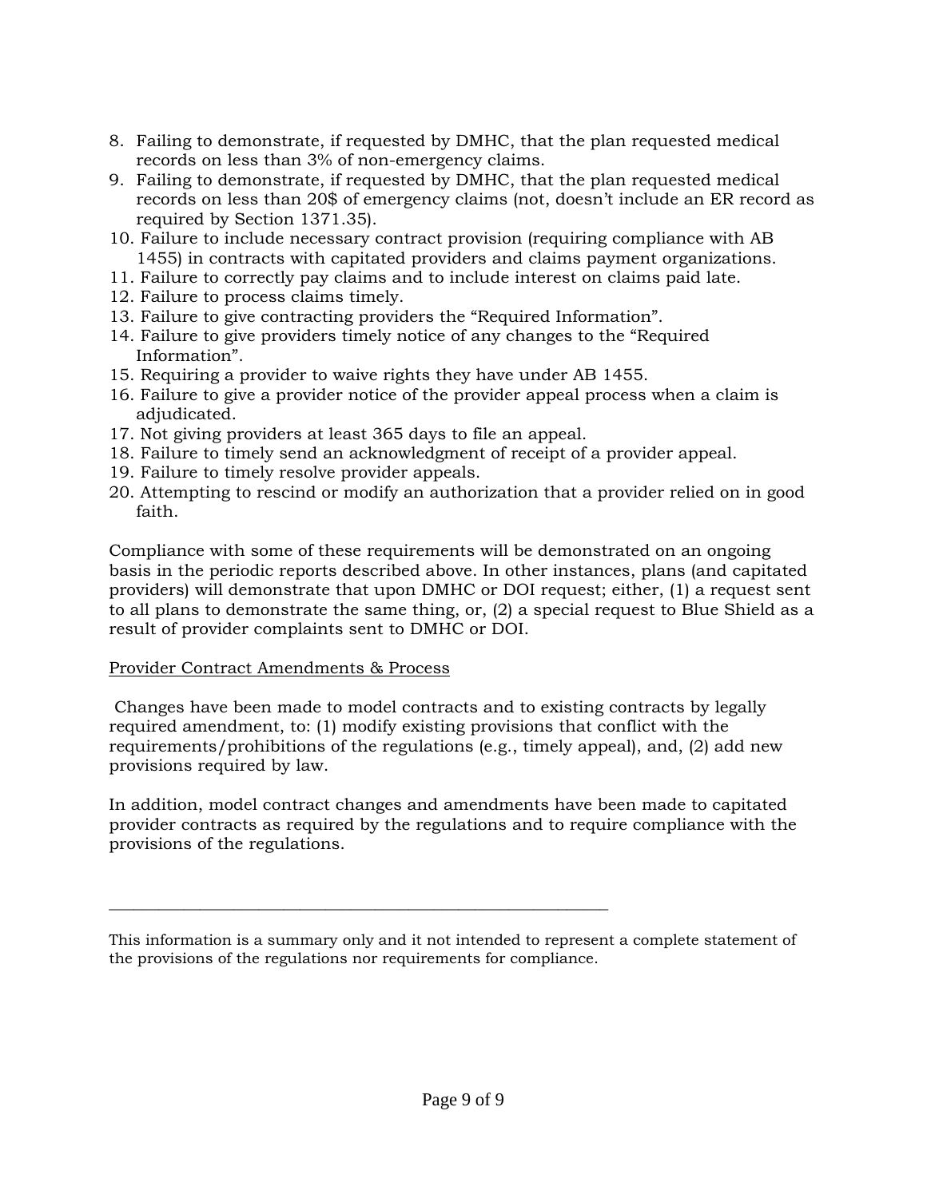8. Failing to demonstrate, if requested by DMHC, that the plan requested medical records on less than 3% of non-emergency claims.
9. Failing to demonstrate, if requested by DMHC, that the plan requested medical records on less than 20$ of emergency claims (not, doesn't include an ER record as required by Section 1371.35).
10. Failure to include necessary contract provision (requiring compliance with AB 1455) in contracts with capitated providers and claims payment organizations.
11. Failure to correctly pay claims and to include interest on claims paid late.
12. Failure to process claims timely.
13. Failure to give contracting providers the "Required Information".
14. Failure to give providers timely notice of any changes to the "Required Information".
15. Requiring a provider to waive rights they have under AB 1455.
16. Failure to give a provider notice of the provider appeal process when a claim is adjudicated.
17. Not giving providers at least 365 days to file an appeal.
18. Failure to timely send an acknowledgment of receipt of a provider appeal.
19. Failure to timely resolve provider appeals.
20. Attempting to rescind or modify an authorization that a provider relied on in good faith.

Compliance with some of these requirements will be demonstrated on an ongoing basis in the periodic reports described above. In other instances, plans (and capitated providers) will demonstrate that upon DMHC or DOI request; either, (1) a request sent to all plans to demonstrate the same thing, or, (2) a special request to Blue Shield as a result of provider complaints sent to DMHC or DOI.

Provider Contract Amendments & Process

Changes have been made to model contracts and to existing contracts by legally required amendment, to: (1) modify existing provisions that conflict with the requirements/prohibitions of the regulations (e.g., timely appeal), and, (2) add new provisions required by law.

In addition, model contract changes and amendments have been made to capitated provider contracts as required by the regulations and to require compliance with the provisions of the regulations.

---

This information is a summary only and it not intended to represent a complete statement of the provisions of the regulations nor requirements for compliance.